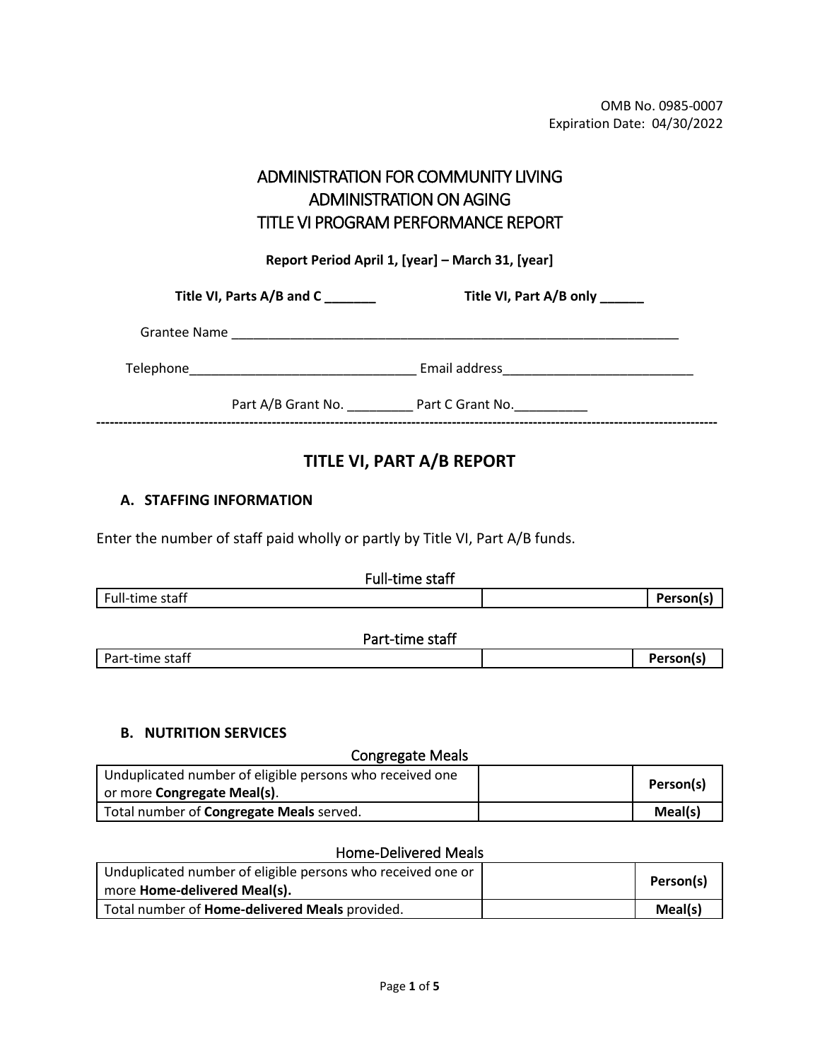OMB No. 0985-0007
Expiration Date: 04/30/2022

# ADMINISTRATION FOR COMMUNITY LIVING
# ADMINISTRATION ON AGING
# TITLE VI PROGRAM PERFORMANCE REPORT

**Report Period April 1, [year] – March 31, [year]**

**Title VI, Parts A/B and C _______** **Title VI, Part A/B only ______**

Grantee Name ________________________________________________________________

Telephone________________________________ Email address___________________________

Part A/B Grant No. _________ Part C Grant No.__________

---

## TITLE VI, PART A/B REPORT

### A. STAFFING INFORMATION

Enter the number of staff paid wholly or partly by Title VI, Part A/B funds.

Full-time staff

| | | |
|---|---|---|
| Full-time staff | | **Person(s)** |

Part-time staff

| | | |
|---|---|---|
| Part-time staff | | **Person(s)** |

### B. NUTRITION SERVICES

Congregate Meals

| | | |
|---|---|---|
| Unduplicated number of eligible persons who received one or more **Congregate Meal(s)**. | | **Person(s)** |
| Total number of **Congregate Meals** served. | | **Meal(s)** |

Home-Delivered Meals

| | | |
|---|---|---|
| Unduplicated number of eligible persons who received one or more **Home-delivered Meal(s).** | | **Person(s)** |
| Total number of **Home-delivered Meals** provided. | | **Meal(s)** |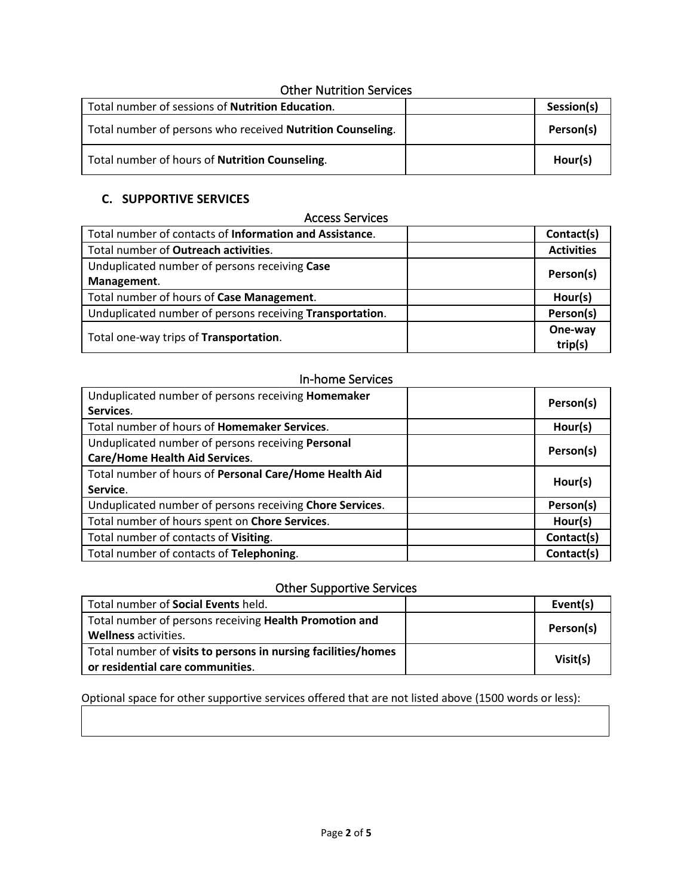### Other Nutrition Services

| | | |
|---|---|---|
| Total number of sessions of **Nutrition Education**. | | **Session(s)** |
| Total number of persons who received **Nutrition Counseling**. | | **Person(s)** |
| Total number of hours of **Nutrition Counseling**. | | **Hour(s)** |

## C. SUPPORTIVE SERVICES

### Access Services

| | | |
|---|---|---|
| Total number of contacts of **Information and Assistance**. | | **Contact(s)** |
| Total number of **Outreach activities**. | | **Activities** |
| Unduplicated number of persons receiving **Case Management**. | | **Person(s)** |
| Total number of hours of **Case Management**. | | **Hour(s)** |
| Unduplicated number of persons receiving **Transportation**. | | **Person(s)** |
| Total one-way trips of **Transportation**. | | **One-way trip(s)** |

### In-home Services

| | | |
|---|---|---|
| Unduplicated number of persons receiving **Homemaker Services**. | | **Person(s)** |
| Total number of hours of **Homemaker Services**. | | **Hour(s)** |
| Unduplicated number of persons receiving **Personal Care/Home Health Aid Services**. | | **Person(s)** |
| Total number of hours of **Personal Care/Home Health Aid Service**. | | **Hour(s)** |
| Unduplicated number of persons receiving **Chore Services**. | | **Person(s)** |
| Total number of hours spent on **Chore Services**. | | **Hour(s)** |
| Total number of contacts of **Visiting**. | | **Contact(s)** |
| Total number of contacts of **Telephoning**. | | **Contact(s)** |

### Other Supportive Services

| | | |
|---|---|---|
| Total number of **Social Events** held. | | **Event(s)** |
| Total number of persons receiving **Health Promotion and Wellness** activities. | | **Person(s)** |
| Total number of **visits to persons in nursing facilities/homes or residential care communities**. | | **Visit(s)** |

Optional space for other supportive services offered that are not listed above (1500 words or less):

| |
|---|
| |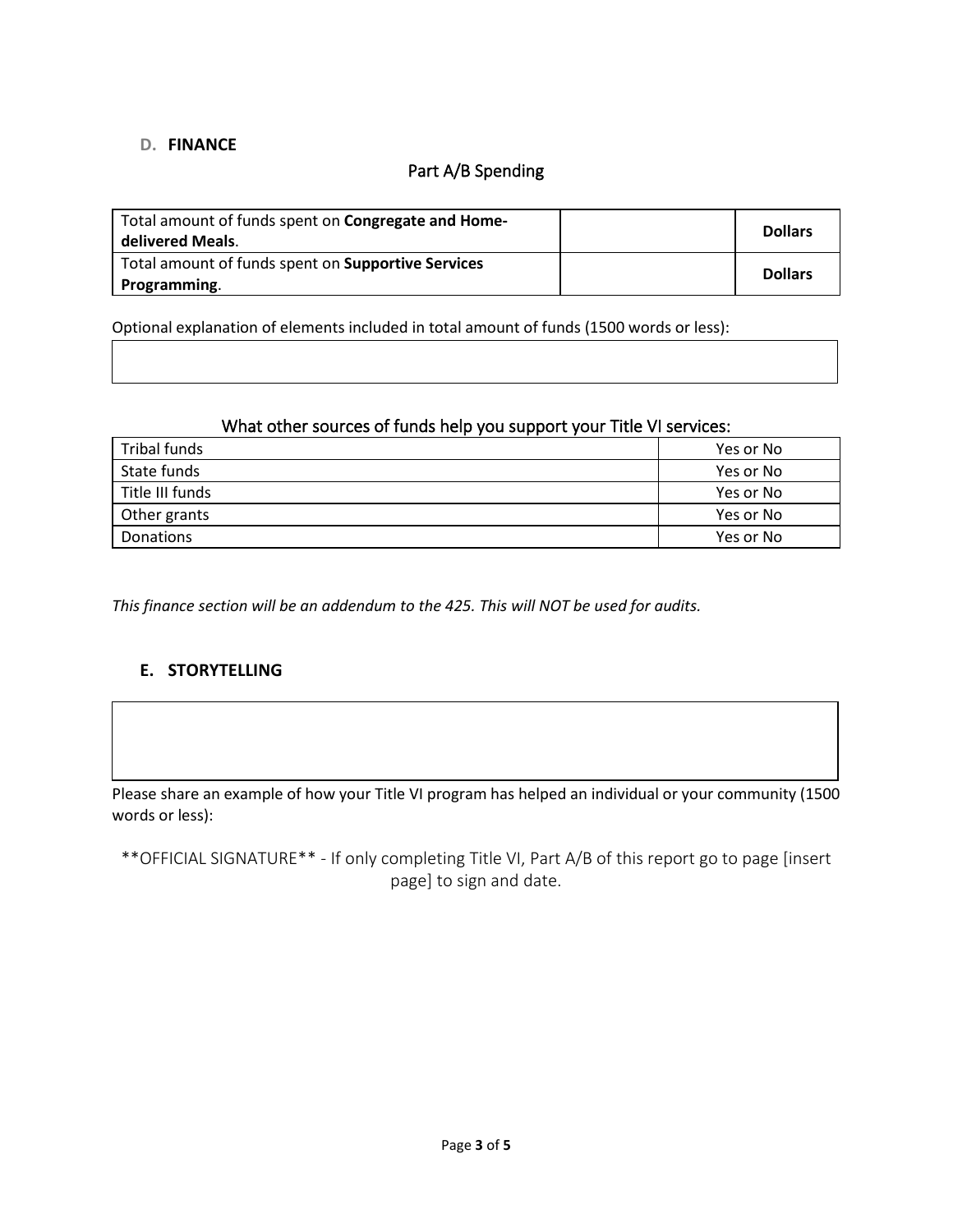**D. FINANCE**

## Part A/B Spending

| | | |
|---|---|---|
| Total amount of funds spent on **Congregate and Home-delivered Meals**. | | **Dollars** |
| Total amount of funds spent on **Supportive Services Programming**. | | **Dollars** |

Optional explanation of elements included in total amount of funds (1500 words or less):

## What other sources of funds help you support your Title VI services:

| | |
|---|---|
| Tribal funds | Yes or No |
| State funds | Yes or No |
| Title III funds | Yes or No |
| Other grants | Yes or No |
| Donations | Yes or No |

*This finance section will be an addendum to the 425. This will NOT be used for audits.*

**E. STORYTELLING**

Please share an example of how your Title VI program has helped an individual or your community (1500 words or less):

**OFFICIAL SIGNATURE** - If only completing Title VI, Part A/B of this report go to page [insert page] to sign and date.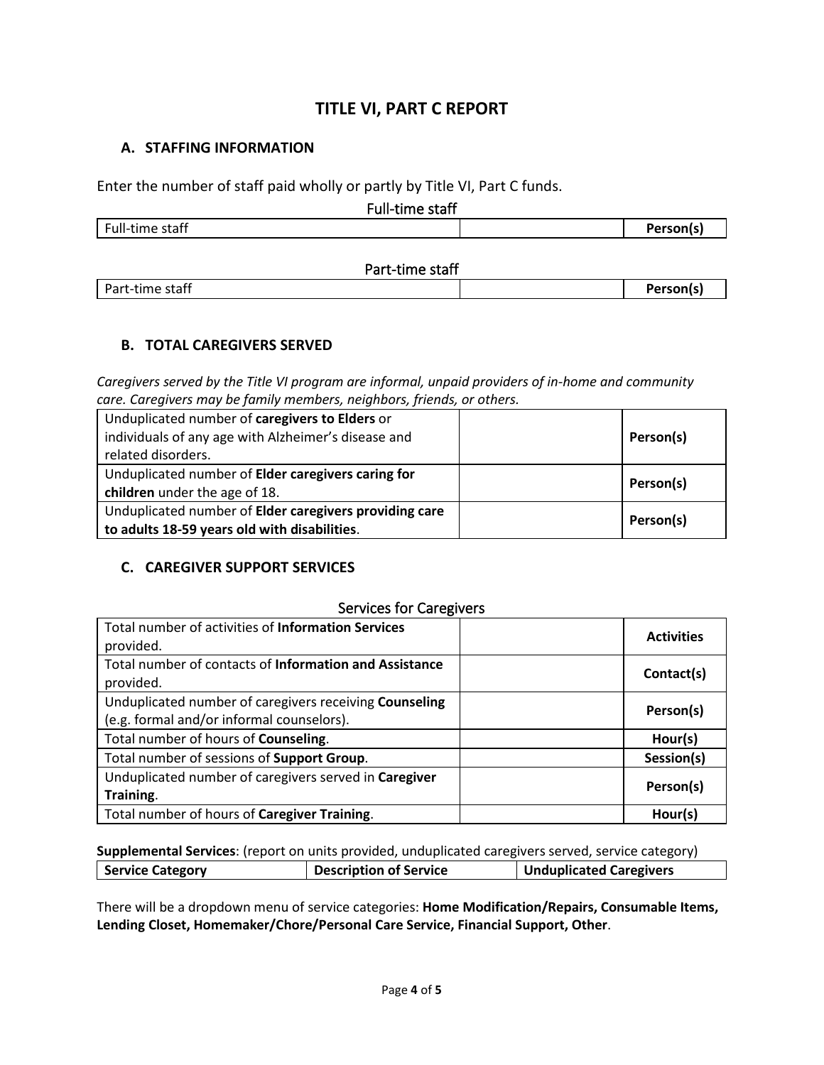# TITLE VI, PART C REPORT

## A. STAFFING INFORMATION

Enter the number of staff paid wholly or partly by Title VI, Part C funds.

Full-time staff

| | | |
|---|---|---|
| Full-time staff | | **Person(s)** |

Part-time staff

| | | |
|---|---|---|
| Part-time staff | | **Person(s)** |

## B. TOTAL CAREGIVERS SERVED

*Caregivers served by the Title VI program are informal, unpaid providers of in-home and community care. Caregivers may be family members, neighbors, friends, or others.*

| | | |
|---|---|---|
| Unduplicated number of **caregivers to Elders** or individuals of any age with Alzheimer's disease and related disorders. | | **Person(s)** |
| Unduplicated number of **Elder caregivers caring for children** under the age of 18. | | **Person(s)** |
| Unduplicated number of **Elder caregivers providing care to adults 18-59 years old with disabilities**. | | **Person(s)** |

## C. CAREGIVER SUPPORT SERVICES

Services for Caregivers

| | | |
|---|---|---|
| Total number of activities of **Information Services** provided. | | **Activities** |
| Total number of contacts of **Information and Assistance** provided. | | **Contact(s)** |
| Unduplicated number of caregivers receiving **Counseling** (e.g. formal and/or informal counselors). | | **Person(s)** |
| Total number of hours of **Counseling**. | | **Hour(s)** |
| Total number of sessions of **Support Group**. | | **Session(s)** |
| Unduplicated number of caregivers served in **Caregiver Training**. | | **Person(s)** |
| Total number of hours of **Caregiver Training**. | | **Hour(s)** |

**Supplemental Services**: (report on units provided, unduplicated caregivers served, service category)

| **Service Category** | **Description of Service** | **Unduplicated Caregivers** |
|---|---|---|

There will be a dropdown menu of service categories: **Home Modification/Repairs, Consumable Items, Lending Closet, Homemaker/Chore/Personal Care Service, Financial Support, Other**.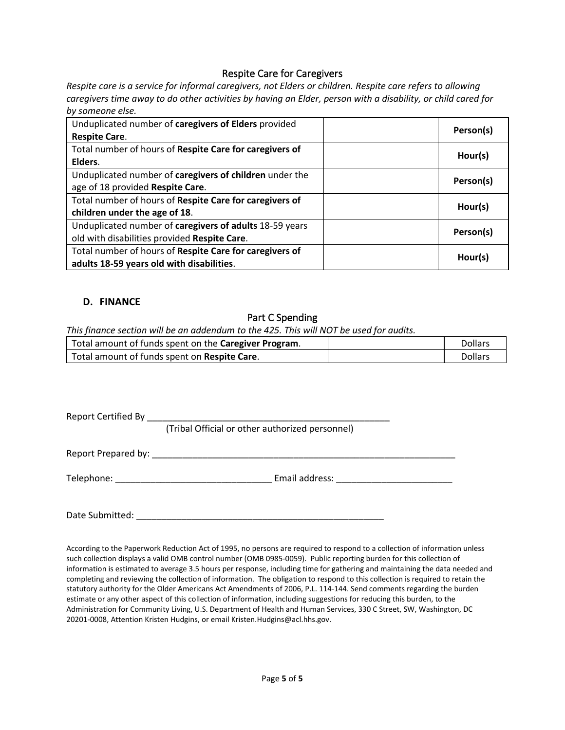### Respite Care for Caregivers

*Respite care is a service for informal caregivers, not Elders or children. Respite care refers to allowing caregivers time away to do other activities by having an Elder, person with a disability, or child cared for by someone else.*

| | | |
|---|---|---|
| Unduplicated number of **caregivers of Elders** provided **Respite Care**. | | **Person(s)** |
| Total number of hours of **Respite Care for caregivers of Elders**. | | **Hour(s)** |
| Unduplicated number of **caregivers of children** under the age of 18 provided **Respite Care**. | | **Person(s)** |
| Total number of hours of **Respite Care for caregivers of children under the age of 18**. | | **Hour(s)** |
| Unduplicated number of **caregivers of adults** 18-59 years old with disabilities provided **Respite Care**. | | **Person(s)** |
| Total number of hours of **Respite Care for caregivers of adults 18-59 years old with disabilities**. | | **Hour(s)** |

## D. FINANCE

### Part C Spending

*This finance section will be an addendum to the 425. This will NOT be used for audits.*

| | | |
|---|---|---|
| Total amount of funds spent on the **Caregiver Program**. | | Dollars |
| Total amount of funds spent on **Respite Care**. | | Dollars |

Report Certified By ___________________________________________________
(Tribal Official or other authorized personnel)

Report Prepared by: _______________________________________________________________

Telephone: _______________________________ Email address: _______________________

Date Submitted: ___________________________________________________

According to the Paperwork Reduction Act of 1995, no persons are required to respond to a collection of information unless such collection displays a valid OMB control number (OMB 0985-0059). Public reporting burden for this collection of information is estimated to average 3.5 hours per response, including time for gathering and maintaining the data needed and completing and reviewing the collection of information. The obligation to respond to this collection is required to retain the statutory authority for the Older Americans Act Amendments of 2006, P.L. 114-144. Send comments regarding the burden estimate or any other aspect of this collection of information, including suggestions for reducing this burden, to the Administration for Community Living, U.S. Department of Health and Human Services, 330 C Street, SW, Washington, DC 20201-0008, Attention Kristen Hudgins, or email Kristen.Hudgins@acl.hhs.gov.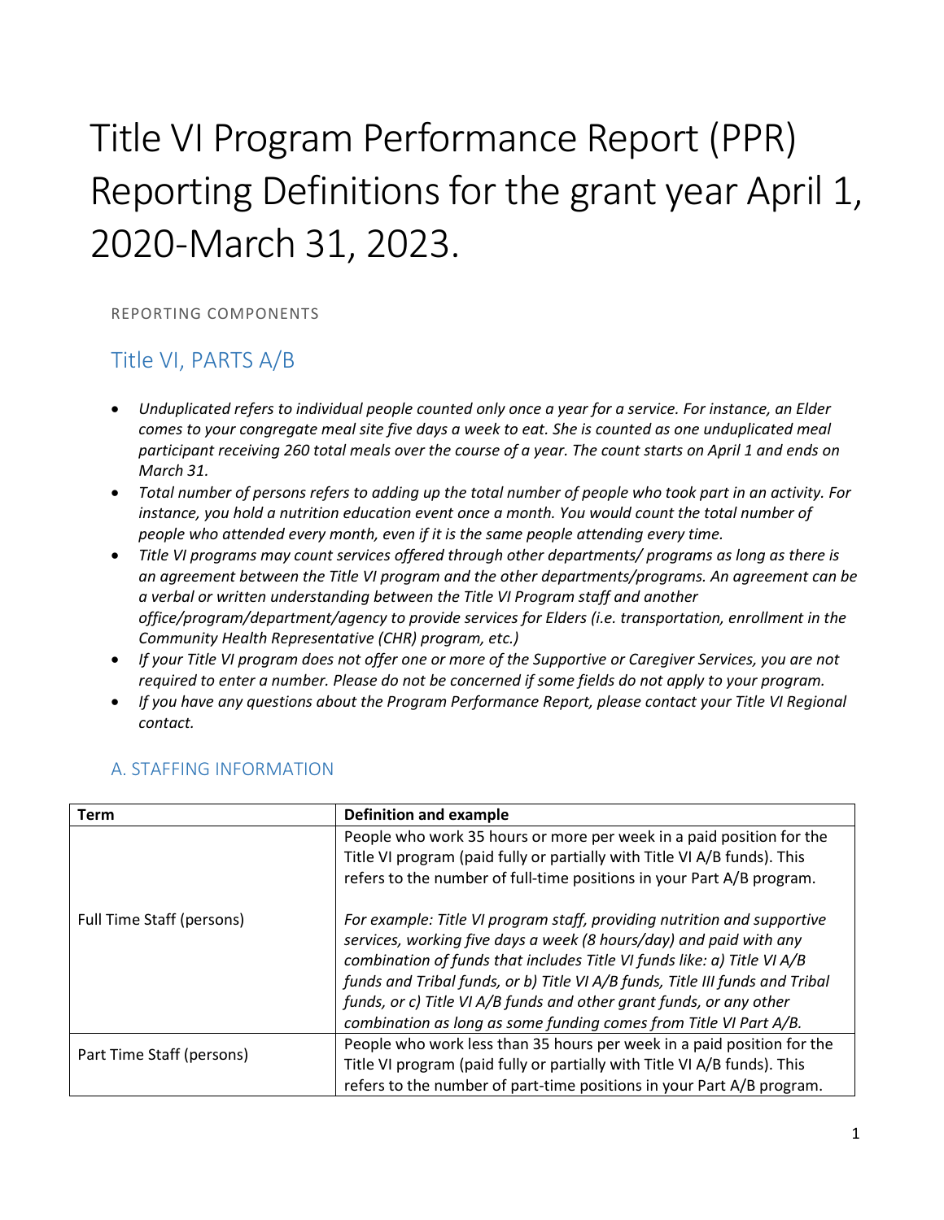# Title VI Program Performance Report (PPR) Reporting Definitions for the grant year April 1, 2020-March 31, 2023.

REPORTING COMPONENTS

## Title VI, PARTS A/B

- *Unduplicated refers to individual people counted only once a year for a service. For instance, an Elder comes to your congregate meal site five days a week to eat. She is counted as one unduplicated meal participant receiving 260 total meals over the course of a year. The count starts on April 1 and ends on March 31.*
- *Total number of persons refers to adding up the total number of people who took part in an activity. For instance, you hold a nutrition education event once a month. You would count the total number of people who attended every month, even if it is the same people attending every time.*
- *Title VI programs may count services offered through other departments/ programs as long as there is an agreement between the Title VI program and the other departments/programs. An agreement can be a verbal or written understanding between the Title VI Program staff and another office/program/department/agency to provide services for Elders (i.e. transportation, enrollment in the Community Health Representative (CHR) program, etc.)*
- *If your Title VI program does not offer one or more of the Supportive or Caregiver Services, you are not required to enter a number. Please do not be concerned if some fields do not apply to your program.*
- *If you have any questions about the Program Performance Report, please contact your Title VI Regional contact.*

### A. STAFFING INFORMATION

| Term | Definition and example |
|---|---|
| Full Time Staff (persons) | People who work 35 hours or more per week in a paid position for the Title VI program (paid fully or partially with Title VI A/B funds). This refers to the number of full-time positions in your Part A/B program.<br><br>*For example: Title VI program staff, providing nutrition and supportive services, working five days a week (8 hours/day) and paid with any combination of funds that includes Title VI funds like: a) Title VI A/B funds and Tribal funds, or b) Title VI A/B funds, Title III funds and Tribal funds, or c) Title VI A/B funds and other grant funds, or any other combination as long as some funding comes from Title VI Part A/B.* |
| Part Time Staff (persons) | People who work less than 35 hours per week in a paid position for the Title VI program (paid fully or partially with Title VI A/B funds). This refers to the number of part-time positions in your Part A/B program. |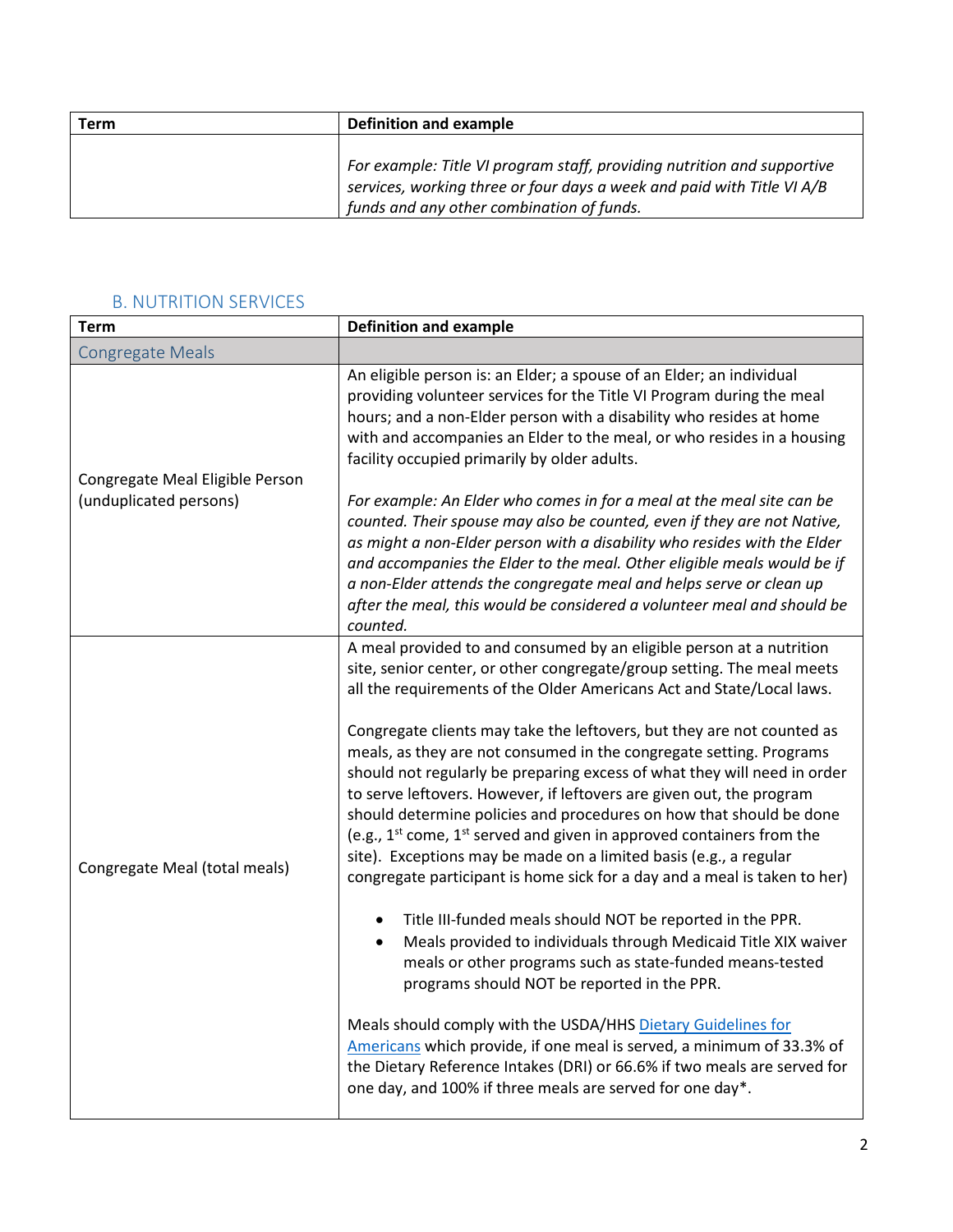| Term | Definition and example |
| --- | --- |
| | *For example: Title VI program staff, providing nutrition and supportive services, working three or four days a week and paid with Title VI A/B funds and any other combination of funds.* |

## B. NUTRITION SERVICES

| Term | Definition and example |
| --- | --- |
| Congregate Meals | |
| Congregate Meal Eligible Person (unduplicated persons) | An eligible person is: an Elder; a spouse of an Elder; an individual providing volunteer services for the Title VI Program during the meal hours; and a non-Elder person with a disability who resides at home with and accompanies an Elder to the meal, or who resides in a housing facility occupied primarily by older adults.<br><br>*For example: An Elder who comes in for a meal at the meal site can be counted. Their spouse may also be counted, even if they are not Native, as might a non-Elder person with a disability who resides with the Elder and accompanies the Elder to the meal. Other eligible meals would be if a non-Elder attends the congregate meal and helps serve or clean up after the meal, this would be considered a volunteer meal and should be counted.* |
| Congregate Meal (total meals) | A meal provided to and consumed by an eligible person at a nutrition site, senior center, or other congregate/group setting. The meal meets all the requirements of the Older Americans Act and State/Local laws.<br><br>Congregate clients may take the leftovers, but they are not counted as meals, as they are not consumed in the congregate setting. Programs should not regularly be preparing excess of what they will need in order to serve leftovers. However, if leftovers are given out, the program should determine policies and procedures on how that should be done (e.g., 1st come, 1st served and given in approved containers from the site). Exceptions may be made on a limited basis (e.g., a regular congregate participant is home sick for a day and a meal is taken to her)<br><br>• Title III-funded meals should NOT be reported in the PPR.<br>• Meals provided to individuals through Medicaid Title XIX waiver meals or other programs such as state-funded means-tested programs should NOT be reported in the PPR.<br><br>Meals should comply with the USDA/HHS Dietary Guidelines for Americans which provide, if one meal is served, a minimum of 33.3% of the Dietary Reference Intakes (DRI) or 66.6% if two meals are served for one day, and 100% if three meals are served for one day*. |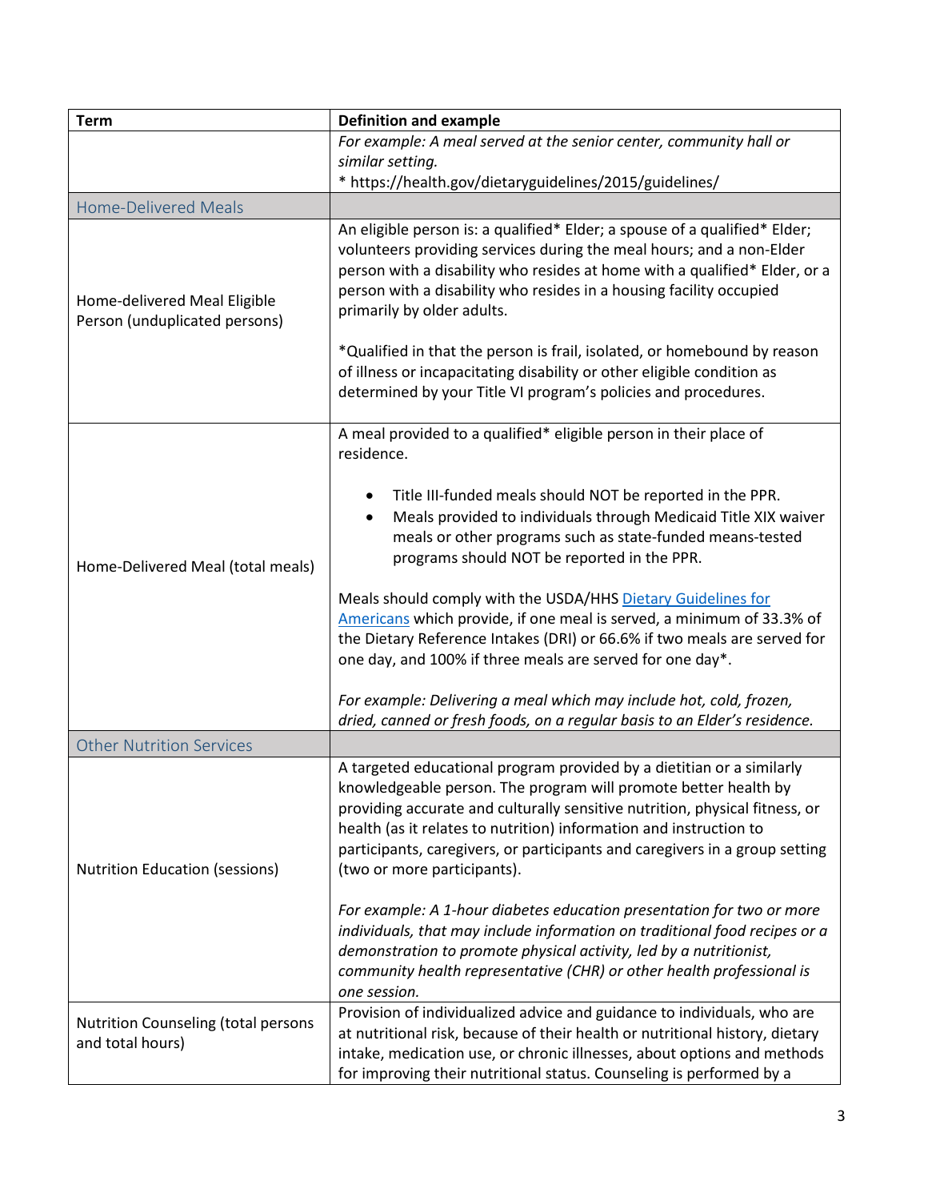| Term | Definition and example |
| --- | --- |
| | *For example: A meal served at the senior center, community hall or similar setting.*<br>* https://health.gov/dietaryguidelines/2015/guidelines/ |
| Home-Delivered Meals | |
| Home-delivered Meal Eligible Person (unduplicated persons) | An eligible person is: a qualified* Elder; a spouse of a qualified* Elder; volunteers providing services during the meal hours; and a non-Elder person with a disability who resides at home with a qualified* Elder, or a person with a disability who resides in a housing facility occupied primarily by older adults.<br><br>*Qualified in that the person is frail, isolated, or homebound by reason of illness or incapacitating disability or other eligible condition as determined by your Title VI program's policies and procedures. |
| Home-Delivered Meal (total meals) | A meal provided to a qualified* eligible person in their place of residence.<br><br>• Title III-funded meals should NOT be reported in the PPR.<br>• Meals provided to individuals through Medicaid Title XIX waiver meals or other programs such as state-funded means-tested programs should NOT be reported in the PPR.<br><br>Meals should comply with the USDA/HHS Dietary Guidelines for Americans which provide, if one meal is served, a minimum of 33.3% of the Dietary Reference Intakes (DRI) or 66.6% if two meals are served for one day, and 100% if three meals are served for one day*.<br><br>*For example: Delivering a meal which may include hot, cold, frozen, dried, canned or fresh foods, on a regular basis to an Elder's residence.* |
| Other Nutrition Services | |
| Nutrition Education (sessions) | A targeted educational program provided by a dietitian or a similarly knowledgeable person. The program will promote better health by providing accurate and culturally sensitive nutrition, physical fitness, or health (as it relates to nutrition) information and instruction to participants, caregivers, or participants and caregivers in a group setting (two or more participants).<br><br>*For example: A 1-hour diabetes education presentation for two or more individuals, that may include information on traditional food recipes or a demonstration to promote physical activity, led by a nutritionist, community health representative (CHR) or other health professional is one session.* |
| Nutrition Counseling (total persons and total hours) | Provision of individualized advice and guidance to individuals, who are at nutritional risk, because of their health or nutritional history, dietary intake, medication use, or chronic illnesses, about options and methods for improving their nutritional status. Counseling is performed by a |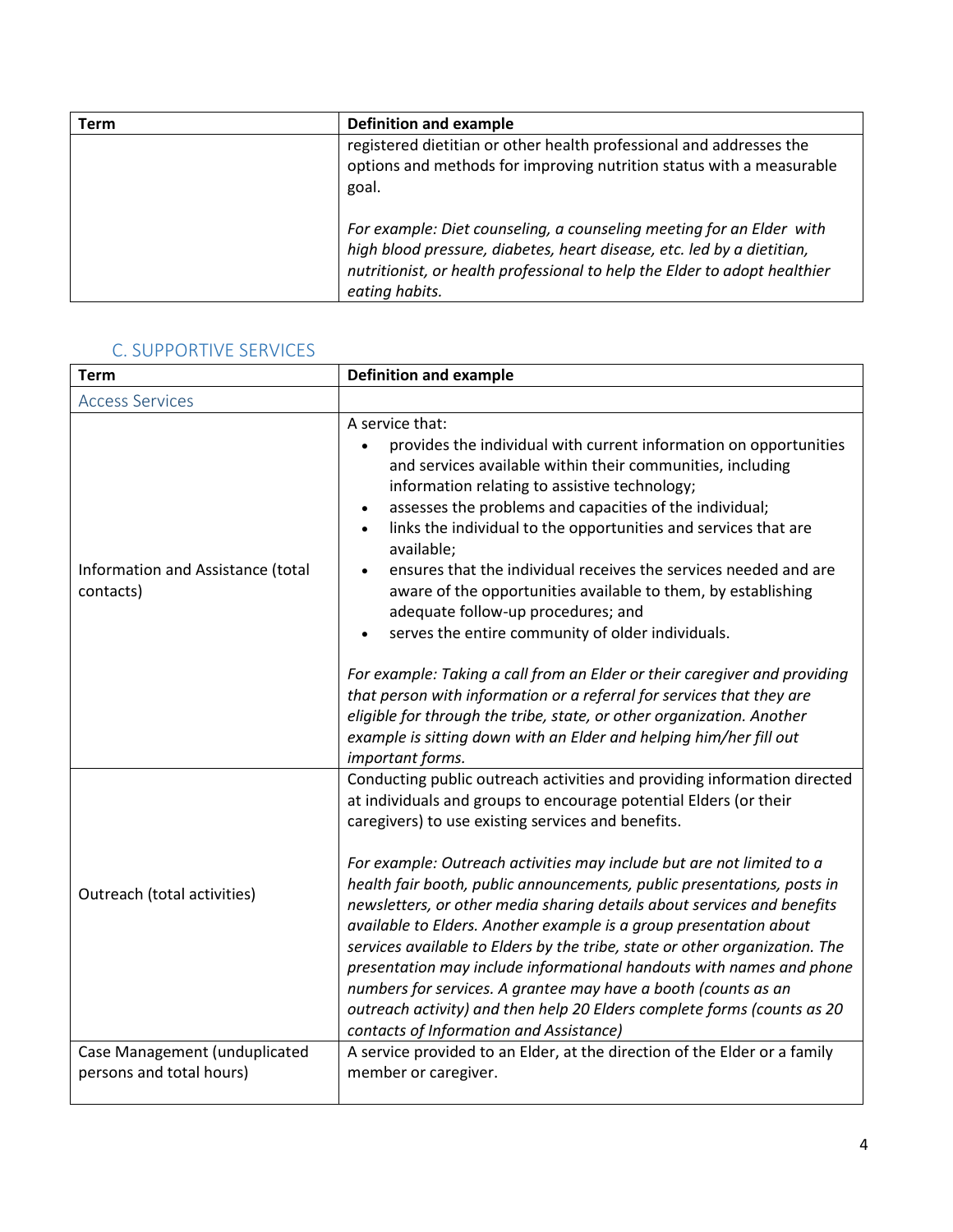| Term | Definition and example |
| --- | --- |
| | registered dietitian or other health professional and addresses the options and methods for improving nutrition status with a measurable goal.<br><br>*For example: Diet counseling, a counseling meeting for an Elder with high blood pressure, diabetes, heart disease, etc. led by a dietitian, nutritionist, or health professional to help the Elder to adopt healthier eating habits.* |

## C. SUPPORTIVE SERVICES

| Term | Definition and example |
| --- | --- |
| Access Services | |
| Information and Assistance (total contacts) | A service that:<br>• provides the individual with current information on opportunities and services available within their communities, including information relating to assistive technology;<br>• assesses the problems and capacities of the individual;<br>• links the individual to the opportunities and services that are available;<br>• ensures that the individual receives the services needed and are aware of the opportunities available to them, by establishing adequate follow-up procedures; and<br>• serves the entire community of older individuals.<br><br>*For example: Taking a call from an Elder or their caregiver and providing that person with information or a referral for services that they are eligible for through the tribe, state, or other organization. Another example is sitting down with an Elder and helping him/her fill out important forms.* |
| Outreach (total activities) | Conducting public outreach activities and providing information directed at individuals and groups to encourage potential Elders (or their caregivers) to use existing services and benefits.<br><br>*For example: Outreach activities may include but are not limited to a health fair booth, public announcements, public presentations, posts in newsletters, or other media sharing details about services and benefits available to Elders. Another example is a group presentation about services available to Elders by the tribe, state or other organization. The presentation may include informational handouts with names and phone numbers for services. A grantee may have a booth (counts as an outreach activity) and then help 20 Elders complete forms (counts as 20 contacts of Information and Assistance)* |
| Case Management (unduplicated persons and total hours) | A service provided to an Elder, at the direction of the Elder or a family member or caregiver. |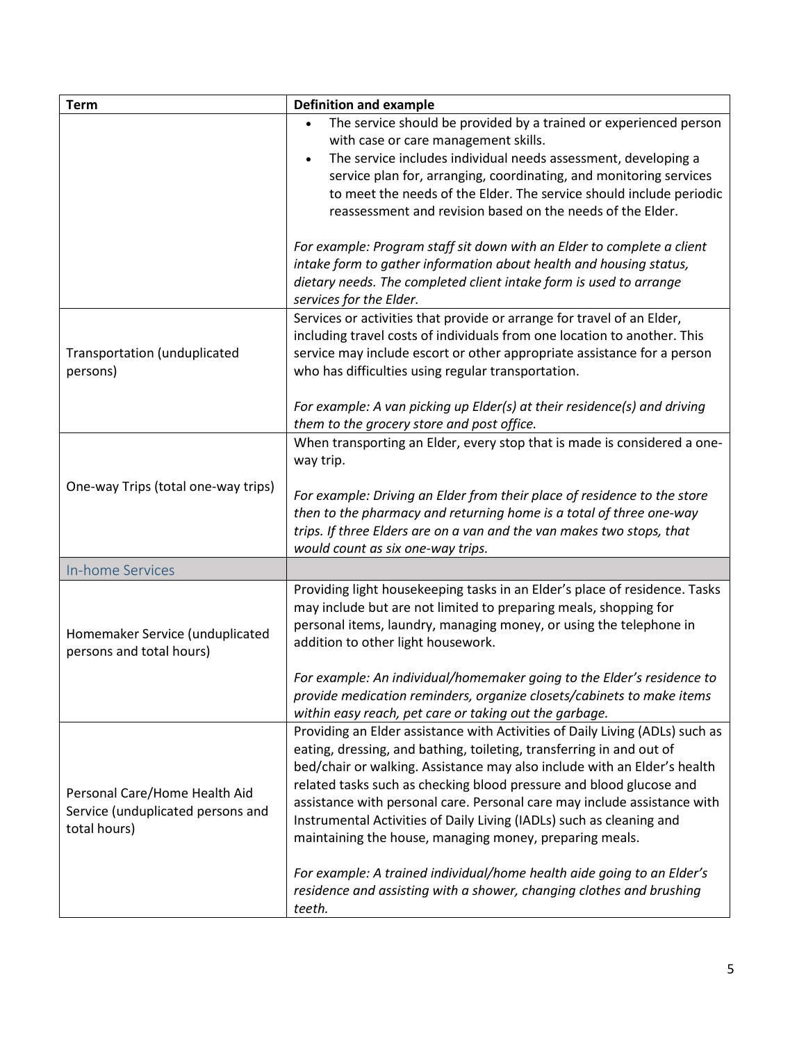| Term | Definition and example |
| --- | --- |
| | • The service should be provided by a trained or experienced person with case or care management skills.<br>• The service includes individual needs assessment, developing a service plan for, arranging, coordinating, and monitoring services to meet the needs of the Elder. The service should include periodic reassessment and revision based on the needs of the Elder.<br><br>*For example: Program staff sit down with an Elder to complete a client intake form to gather information about health and housing status, dietary needs. The completed client intake form is used to arrange services for the Elder.* |
| Transportation (unduplicated persons) | Services or activities that provide or arrange for travel of an Elder, including travel costs of individuals from one location to another. This service may include escort or other appropriate assistance for a person who has difficulties using regular transportation.<br><br>*For example: A van picking up Elder(s) at their residence(s) and driving them to the grocery store and post office.* |
| One-way Trips (total one-way trips) | When transporting an Elder, every stop that is made is considered a one-way trip.<br><br>*For example: Driving an Elder from their place of residence to the store then to the pharmacy and returning home is a total of three one-way trips. If three Elders are on a van and the van makes two stops, that would count as six one-way trips.* |
| In-home Services | |
| Homemaker Service (unduplicated persons and total hours) | Providing light housekeeping tasks in an Elder's place of residence. Tasks may include but are not limited to preparing meals, shopping for personal items, laundry, managing money, or using the telephone in addition to other light housework.<br><br>*For example: An individual/homemaker going to the Elder's residence to provide medication reminders, organize closets/cabinets to make items within easy reach, pet care or taking out the garbage.* |
| Personal Care/Home Health Aid Service (unduplicated persons and total hours) | Providing an Elder assistance with Activities of Daily Living (ADLs) such as eating, dressing, and bathing, toileting, transferring in and out of bed/chair or walking. Assistance may also include with an Elder's health related tasks such as checking blood pressure and blood glucose and assistance with personal care. Personal care may include assistance with Instrumental Activities of Daily Living (IADLs) such as cleaning and maintaining the house, managing money, preparing meals.<br><br>*For example: A trained individual/home health aide going to an Elder's residence and assisting with a shower, changing clothes and brushing teeth.* |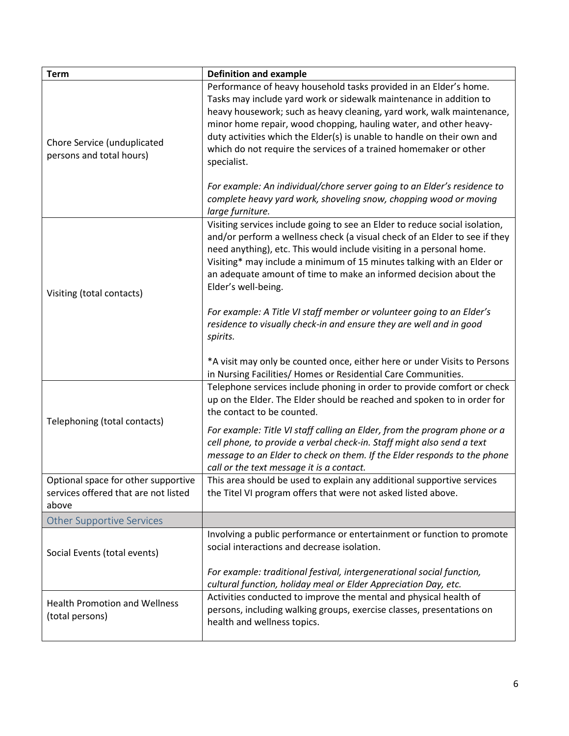| Term | Definition and example |
|---|---|
| Chore Service (unduplicated persons and total hours) | Performance of heavy household tasks provided in an Elder's home. Tasks may include yard work or sidewalk maintenance in addition to heavy housework; such as heavy cleaning, yard work, walk maintenance, minor home repair, wood chopping, hauling water, and other heavy-duty activities which the Elder(s) is unable to handle on their own and which do not require the services of a trained homemaker or other specialist.<br><br>*For example: An individual/chore server going to an Elder's residence to complete heavy yard work, shoveling snow, chopping wood or moving large furniture.* |
| Visiting (total contacts) | Visiting services include going to see an Elder to reduce social isolation, and/or perform a wellness check (a visual check of an Elder to see if they need anything), etc. This would include visiting in a personal home. Visiting* may include a minimum of 15 minutes talking with an Elder or an adequate amount of time to make an informed decision about the Elder's well-being.<br><br>*For example: A Title VI staff member or volunteer going to an Elder's residence to visually check-in and ensure they are well and in good spirits.*<br><br>*A visit may only be counted once, either here or under Visits to Persons in Nursing Facilities/ Homes or Residential Care Communities. |
| Telephoning (total contacts) | Telephone services include phoning in order to provide comfort or check up on the Elder. The Elder should be reached and spoken to in order for the contact to be counted.<br><br>*For example: Title VI staff calling an Elder, from the program phone or a cell phone, to provide a verbal check-in. Staff might also send a text message to an Elder to check on them. If the Elder responds to the phone call or the text message it is a contact.* |
| Optional space for other supportive services offered that are not listed above | This area should be used to explain any additional supportive services the Titel VI program offers that were not asked listed above. |
| Other Supportive Services | |
| Social Events (total events) | Involving a public performance or entertainment or function to promote social interactions and decrease isolation.<br><br>*For example: traditional festival, intergenerational social function, cultural function, holiday meal or Elder Appreciation Day, etc.* |
| Health Promotion and Wellness (total persons) | Activities conducted to improve the mental and physical health of persons, including walking groups, exercise classes, presentations on health and wellness topics. |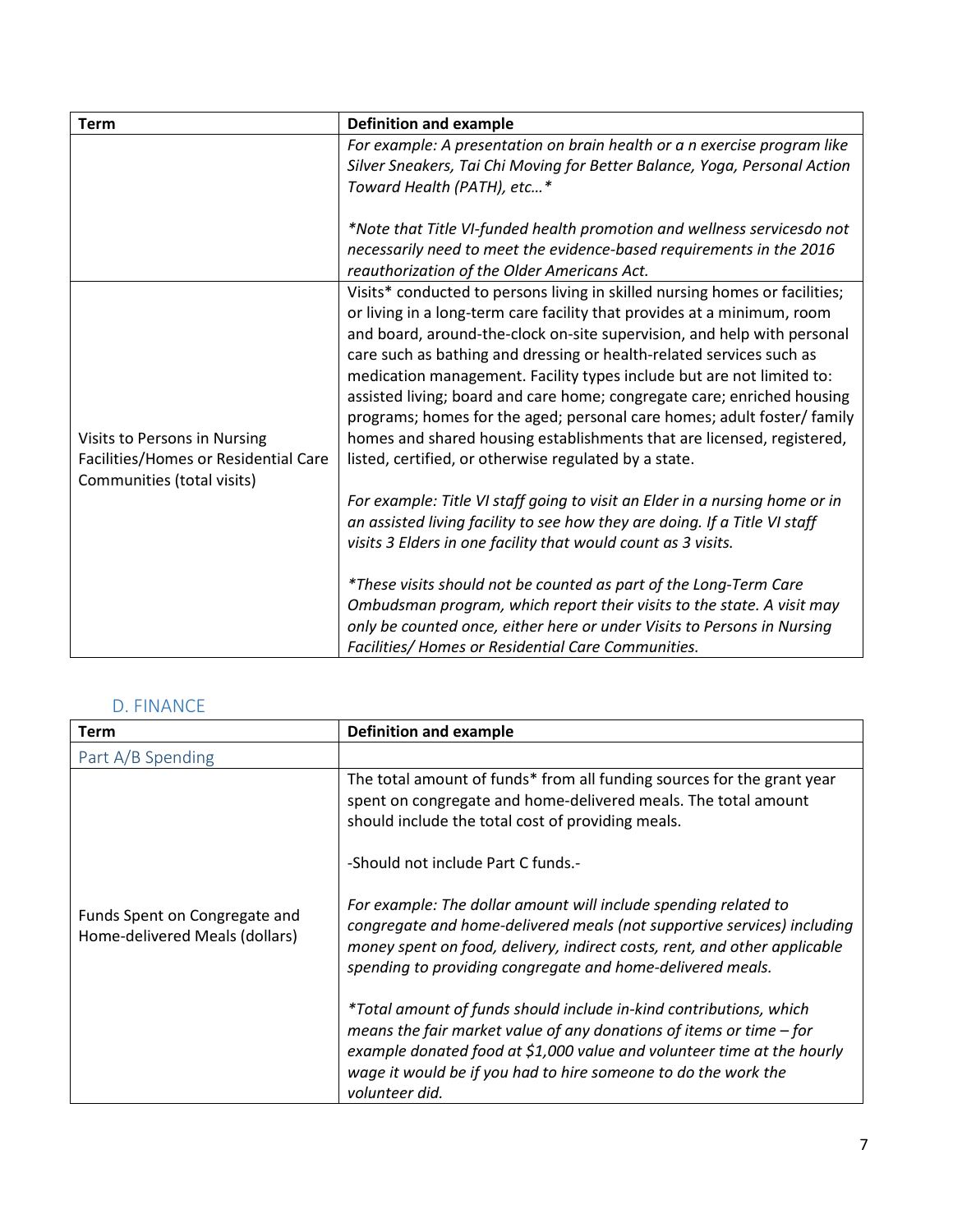| Term | Definition and example |
| --- | --- |
| | *For example: A presentation on brain health or a n exercise program like Silver Sneakers, Tai Chi Moving for Better Balance, Yoga, Personal Action Toward Health (PATH), etc…**<br><br>**Note that Title VI-funded health promotion and wellness servicesdo not necessarily need to meet the evidence-based requirements in the 2016 reauthorization of the Older Americans Act.* |
| Visits to Persons in Nursing Facilities/Homes or Residential Care Communities (total visits) | Visits* conducted to persons living in skilled nursing homes or facilities; or living in a long-term care facility that provides at a minimum, room and board, around-the-clock on-site supervision, and help with personal care such as bathing and dressing or health-related services such as medication management. Facility types include but are not limited to: assisted living; board and care home; congregate care; enriched housing programs; homes for the aged; personal care homes; adult foster/ family homes and shared housing establishments that are licensed, registered, listed, certified, or otherwise regulated by a state.<br><br>*For example: Title VI staff going to visit an Elder in a nursing home or in an assisted living facility to see how they are doing. If a Title VI staff visits 3 Elders in one facility that would count as 3 visits.*<br><br>**These visits should not be counted as part of the Long-Term Care Ombudsman program, which report their visits to the state. A visit may only be counted once, either here or under Visits to Persons in Nursing Facilities/ Homes or Residential Care Communities.* |

## D. FINANCE

| Term | Definition and example |
| --- | --- |
| Part A/B Spending | |
| Funds Spent on Congregate and Home-delivered Meals (dollars) | The total amount of funds* from all funding sources for the grant year spent on congregate and home-delivered meals. The total amount should include the total cost of providing meals.<br><br>-Should not include Part C funds.-<br><br>*For example: The dollar amount will include spending related to congregate and home-delivered meals (not supportive services) including money spent on food, delivery, indirect costs, rent, and other applicable spending to providing congregate and home-delivered meals.*<br><br>**Total amount of funds should include in-kind contributions, which means the fair market value of any donations of items or time – for example donated food at $1,000 value and volunteer time at the hourly wage it would be if you had to hire someone to do the work the volunteer did.* |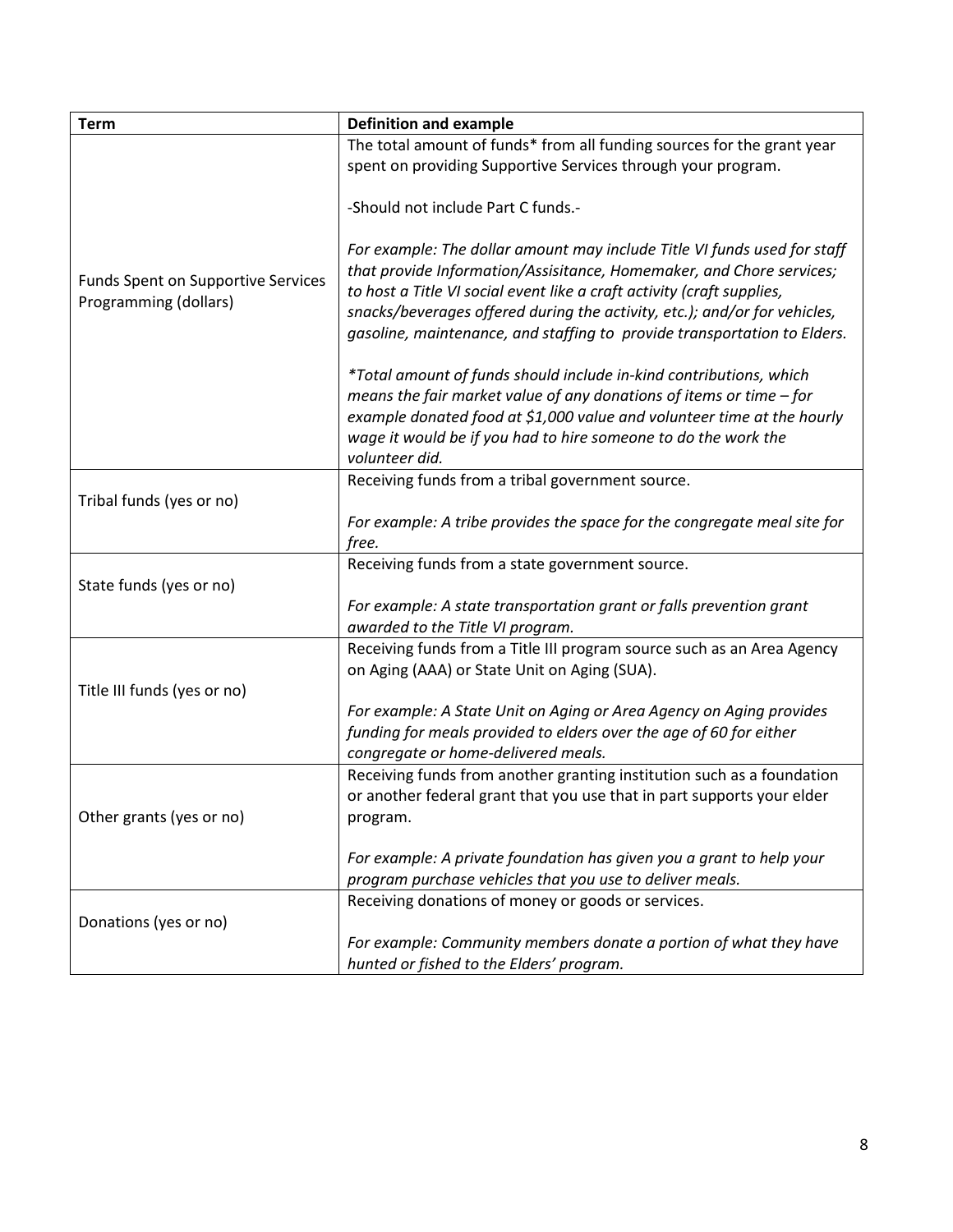| Term | Definition and example |
| --- | --- |
| Funds Spent on Supportive Services Programming (dollars) | The total amount of funds* from all funding sources for the grant year spent on providing Supportive Services through your program.<br><br>-Should not include Part C funds.-<br><br>*For example: The dollar amount may include Title VI funds used for staff that provide Information/Assisitance, Homemaker, and Chore services; to host a Title VI social event like a craft activity (craft supplies, snacks/beverages offered during the activity, etc.); and/or for vehicles, gasoline, maintenance, and staffing to provide transportation to Elders.*<br><br>**Total amount of funds should include in-kind contributions, which means the fair market value of any donations of items or time – for example donated food at $1,000 value and volunteer time at the hourly wage it would be if you had to hire someone to do the work the volunteer did.* |
| Tribal funds (yes or no) | Receiving funds from a tribal government source.<br><br>*For example: A tribe provides the space for the congregate meal site for free.* |
| State funds (yes or no) | Receiving funds from a state government source.<br><br>*For example: A state transportation grant or falls prevention grant awarded to the Title VI program.* |
| Title III funds (yes or no) | Receiving funds from a Title III program source such as an Area Agency on Aging (AAA) or State Unit on Aging (SUA).<br><br>*For example: A State Unit on Aging or Area Agency on Aging provides funding for meals provided to elders over the age of 60 for either congregate or home-delivered meals.* |
| Other grants (yes or no) | Receiving funds from another granting institution such as a foundation or another federal grant that you use that in part supports your elder program.<br><br>*For example: A private foundation has given you a grant to help your program purchase vehicles that you use to deliver meals.* |
| Donations (yes or no) | Receiving donations of money or goods or services.<br><br>*For example: Community members donate a portion of what they have hunted or fished to the Elders' program.* |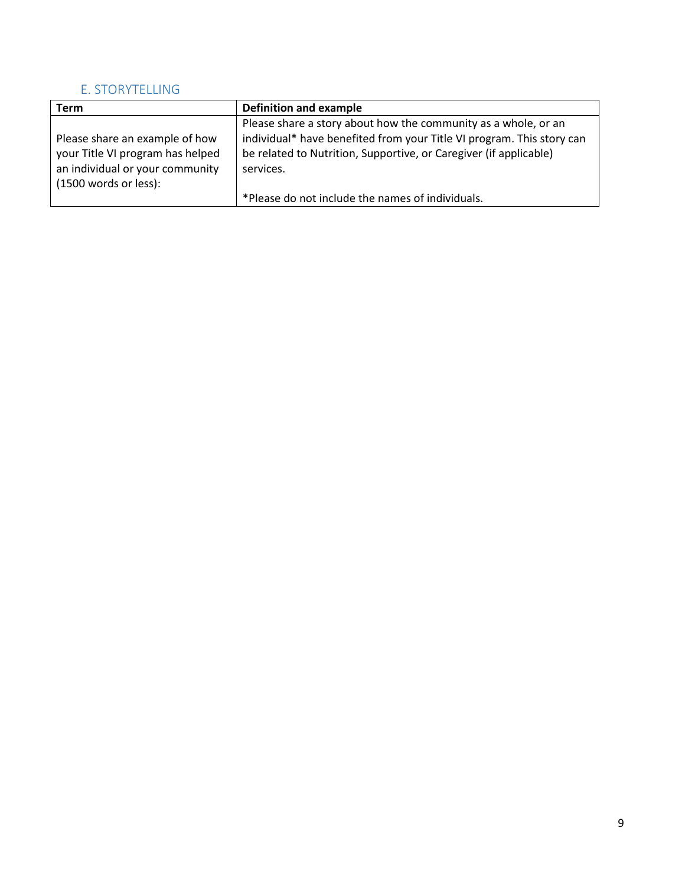## E. STORYTELLING

| Term | Definition and example |
|---|---|
| Please share an example of how your Title VI program has helped an individual or your community (1500 words or less): | Please share a story about how the community as a whole, or an individual* have benefited from your Title VI program. This story can be related to Nutrition, Supportive, or Caregiver (if applicable) services.<br><br>*Please do not include the names of individuals. |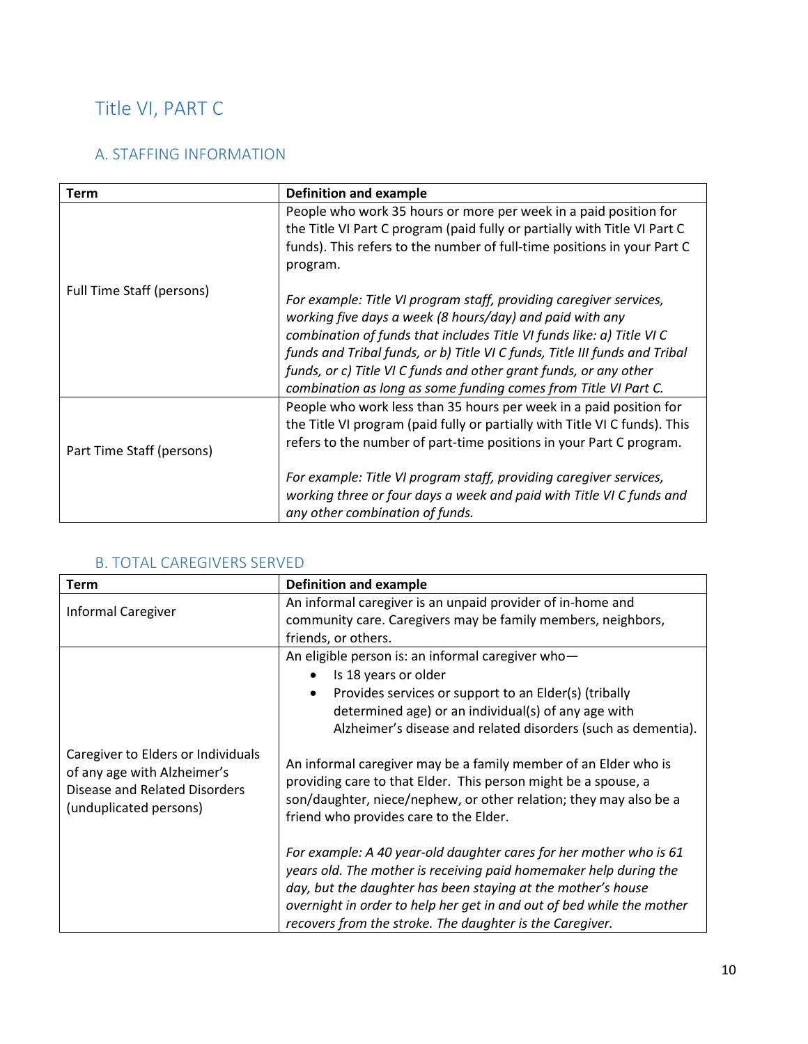# Title VI, PART C

## A. STAFFING INFORMATION

| Term | Definition and example |
|---|---|
| Full Time Staff (persons) | People who work 35 hours or more per week in a paid position for the Title VI Part C program (paid fully or partially with Title VI Part C funds). This refers to the number of full-time positions in your Part C program.<br><br>*For example: Title VI program staff, providing caregiver services, working five days a week (8 hours/day) and paid with any combination of funds that includes Title VI funds like: a) Title VI C funds and Tribal funds, or b) Title VI C funds, Title III funds and Tribal funds, or c) Title VI C funds and other grant funds, or any other combination as long as some funding comes from Title VI Part C.* |
| Part Time Staff (persons) | People who work less than 35 hours per week in a paid position for the Title VI program (paid fully or partially with Title VI C funds). This refers to the number of part-time positions in your Part C program.<br><br>*For example: Title VI program staff, providing caregiver services, working three or four days a week and paid with Title VI C funds and any other combination of funds.* |

## B. TOTAL CAREGIVERS SERVED

| Term | Definition and example |
|---|---|
| Informal Caregiver | An informal caregiver is an unpaid provider of in-home and community care. Caregivers may be family members, neighbors, friends, or others. |
| Caregiver to Elders or Individuals of any age with Alzheimer's Disease and Related Disorders (unduplicated persons) | An eligible person is: an informal caregiver who—<br>• Is 18 years or older<br>• Provides services or support to an Elder(s) (tribally determined age) or an individual(s) of any age with Alzheimer's disease and related disorders (such as dementia).<br><br>An informal caregiver may be a family member of an Elder who is providing care to that Elder. This person might be a spouse, a son/daughter, niece/nephew, or other relation; they may also be a friend who provides care to the Elder.<br><br>*For example: A 40 year-old daughter cares for her mother who is 61 years old. The mother is receiving paid homemaker help during the day, but the daughter has been staying at the mother's house overnight in order to help her get in and out of bed while the mother recovers from the stroke. The daughter is the Caregiver.* |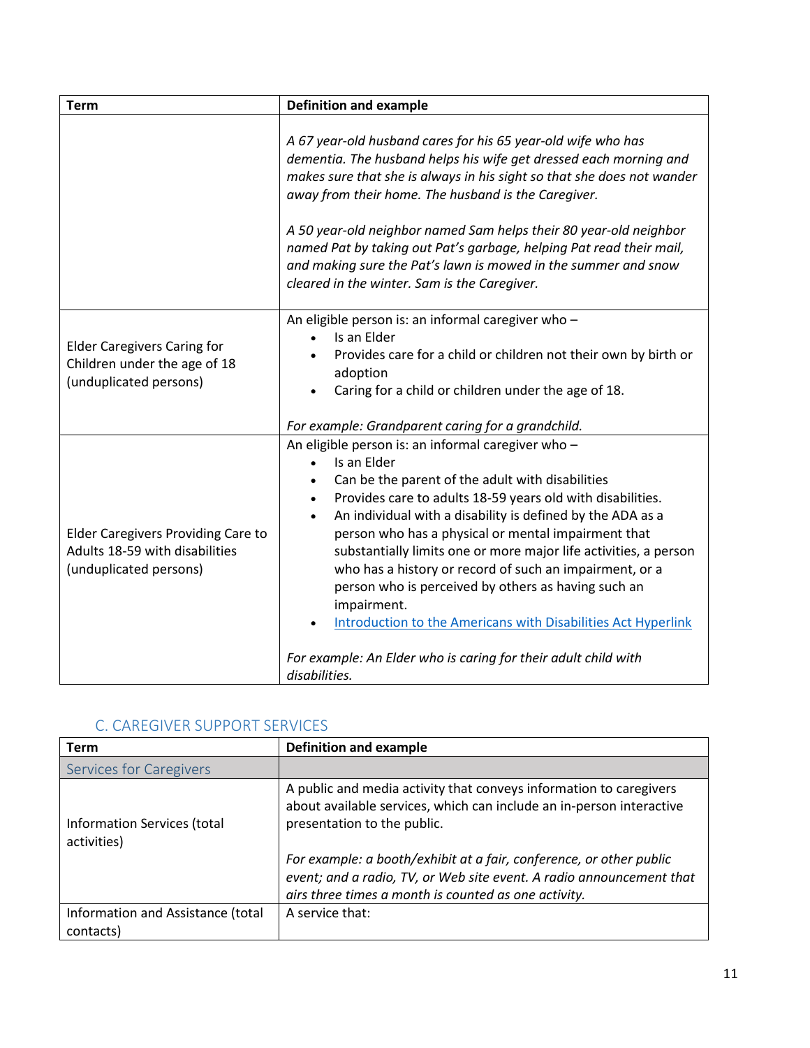| Term | Definition and example |
| --- | --- |
| | *A 67 year-old husband cares for his 65 year-old wife who has dementia. The husband helps his wife get dressed each morning and makes sure that she is always in his sight so that she does not wander away from their home. The husband is the Caregiver.*<br><br>*A 50 year-old neighbor named Sam helps their 80 year-old neighbor named Pat by taking out Pat's garbage, helping Pat read their mail, and making sure the Pat's lawn is mowed in the summer and snow cleared in the winter. Sam is the Caregiver.* |
| Elder Caregivers Caring for Children under the age of 18 (unduplicated persons) | An eligible person is: an informal caregiver who –<br>• Is an Elder<br>• Provides care for a child or children not their own by birth or adoption<br>• Caring for a child or children under the age of 18.<br><br>*For example: Grandparent caring for a grandchild.* |
| Elder Caregivers Providing Care to Adults 18-59 with disabilities (unduplicated persons) | An eligible person is: an informal caregiver who –<br>• Is an Elder<br>• Can be the parent of the adult with disabilities<br>• Provides care to adults 18-59 years old with disabilities.<br>• An individual with a disability is defined by the ADA as a person who has a physical or mental impairment that substantially limits one or more major life activities, a person who has a history or record of such an impairment, or a person who is perceived by others as having such an impairment.<br>• Introduction to the Americans with Disabilities Act Hyperlink<br><br>*For example: An Elder who is caring for their adult child with disabilities.* |

## C. CAREGIVER SUPPORT SERVICES

| Term | Definition and example |
| --- | --- |
| Services for Caregivers | |
| Information Services (total activities) | A public and media activity that conveys information to caregivers about available services, which can include an in-person interactive presentation to the public.<br><br>*For example: a booth/exhibit at a fair, conference, or other public event; and a radio, TV, or Web site event. A radio announcement that airs three times a month is counted as one activity.* |
| Information and Assistance (total contacts) | A service that: |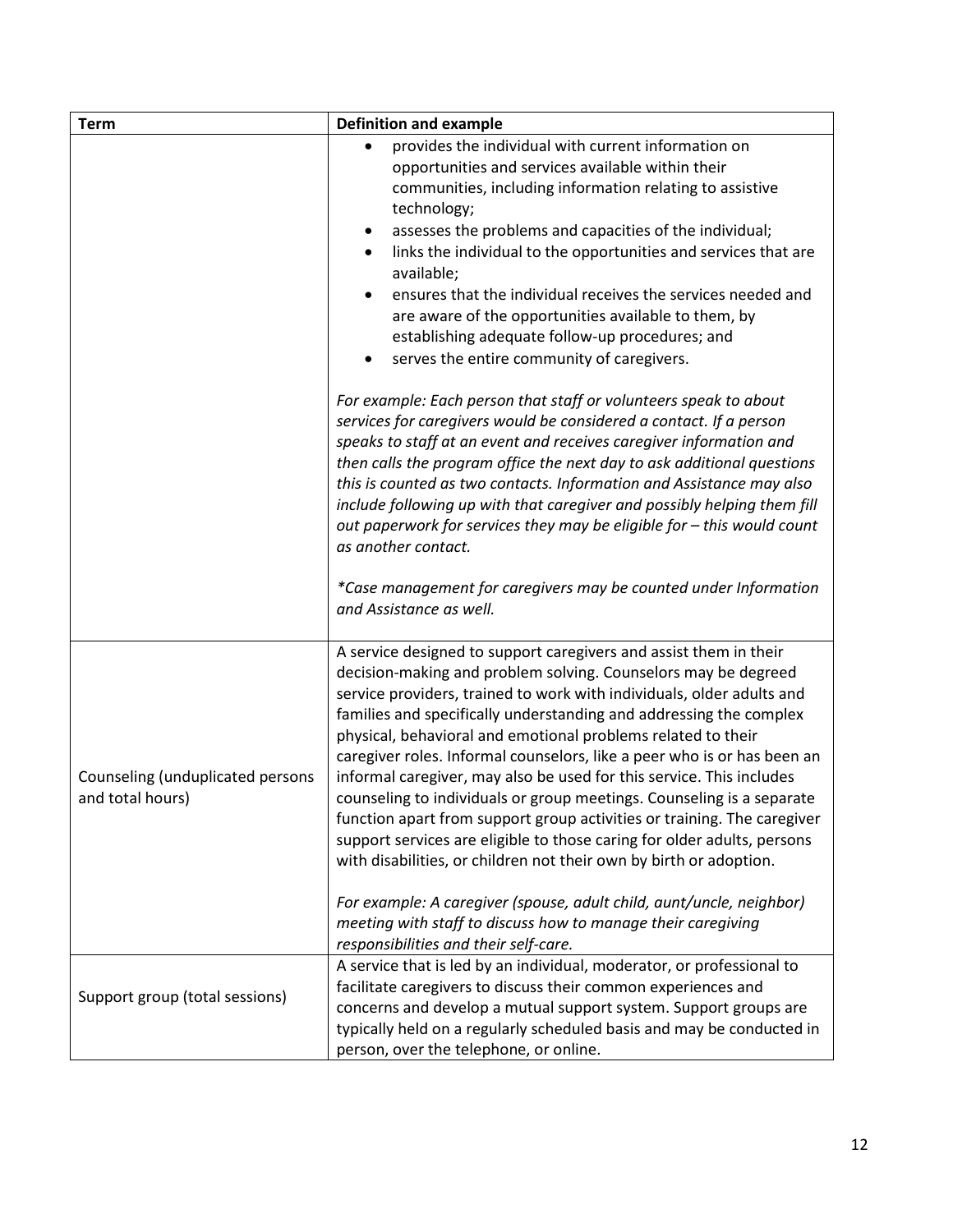| Term | Definition and example |
| --- | --- |
| | • provides the individual with current information on opportunities and services available within their communities, including information relating to assistive technology;<br>• assesses the problems and capacities of the individual;<br>• links the individual to the opportunities and services that are available;<br>• ensures that the individual receives the services needed and are aware of the opportunities available to them, by establishing adequate follow-up procedures; and<br>• serves the entire community of caregivers.<br><br>*For example: Each person that staff or volunteers speak to about services for caregivers would be considered a contact. If a person speaks to staff at an event and receives caregiver information and then calls the program office the next day to ask additional questions this is counted as two contacts. Information and Assistance may also include following up with that caregiver and possibly helping them fill out paperwork for services they may be eligible for – this would count as another contact.*<br><br>**Case management for caregivers may be counted under Information and Assistance as well.* |
| Counseling (unduplicated persons and total hours) | A service designed to support caregivers and assist them in their decision-making and problem solving. Counselors may be degreed service providers, trained to work with individuals, older adults and families and specifically understanding and addressing the complex physical, behavioral and emotional problems related to their caregiver roles. Informal counselors, like a peer who is or has been an informal caregiver, may also be used for this service. This includes counseling to individuals or group meetings. Counseling is a separate function apart from support group activities or training. The caregiver support services are eligible to those caring for older adults, persons with disabilities, or children not their own by birth or adoption.<br><br>*For example: A caregiver (spouse, adult child, aunt/uncle, neighbor) meeting with staff to discuss how to manage their caregiving responsibilities and their self-care.* |
| Support group (total sessions) | A service that is led by an individual, moderator, or professional to facilitate caregivers to discuss their common experiences and concerns and develop a mutual support system. Support groups are typically held on a regularly scheduled basis and may be conducted in person, over the telephone, or online. |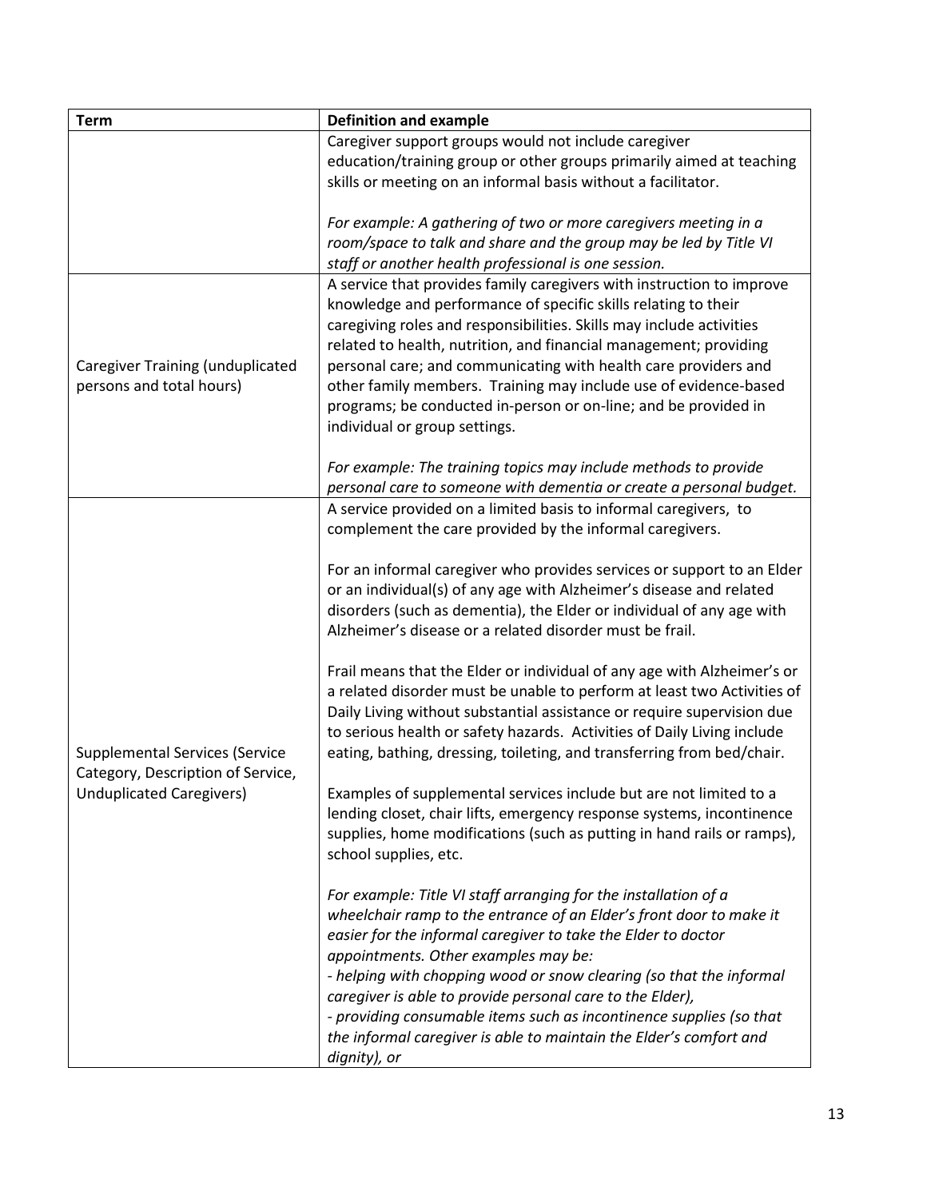| Term | Definition and example |
| --- | --- |
| | Caregiver support groups would not include caregiver education/training group or other groups primarily aimed at teaching skills or meeting on an informal basis without a facilitator.<br><br>*For example: A gathering of two or more caregivers meeting in a room/space to talk and share and the group may be led by Title VI staff or another health professional is one session.* |
| Caregiver Training (unduplicated persons and total hours) | A service that provides family caregivers with instruction to improve knowledge and performance of specific skills relating to their caregiving roles and responsibilities. Skills may include activities related to health, nutrition, and financial management; providing personal care; and communicating with health care providers and other family members. Training may include use of evidence-based programs; be conducted in-person or on-line; and be provided in individual or group settings.<br><br>*For example: The training topics may include methods to provide personal care to someone with dementia or create a personal budget.* |
| Supplemental Services (Service Category, Description of Service, Unduplicated Caregivers) | A service provided on a limited basis to informal caregivers, to complement the care provided by the informal caregivers.<br><br>For an informal caregiver who provides services or support to an Elder or an individual(s) of any age with Alzheimer's disease and related disorders (such as dementia), the Elder or individual of any age with Alzheimer's disease or a related disorder must be frail.<br><br>Frail means that the Elder or individual of any age with Alzheimer's or a related disorder must be unable to perform at least two Activities of Daily Living without substantial assistance or require supervision due to serious health or safety hazards. Activities of Daily Living include eating, bathing, dressing, toileting, and transferring from bed/chair.<br><br>Examples of supplemental services include but are not limited to a lending closet, chair lifts, emergency response systems, incontinence supplies, home modifications (such as putting in hand rails or ramps), school supplies, etc.<br><br>*For example: Title VI staff arranging for the installation of a wheelchair ramp to the entrance of an Elder's front door to make it easier for the informal caregiver to take the Elder to doctor appointments. Other examples may be:*<br>*- helping with chopping wood or snow clearing (so that the informal caregiver is able to provide personal care to the Elder),*<br>*- providing consumable items such as incontinence supplies (so that the informal caregiver is able to maintain the Elder's comfort and dignity), or* |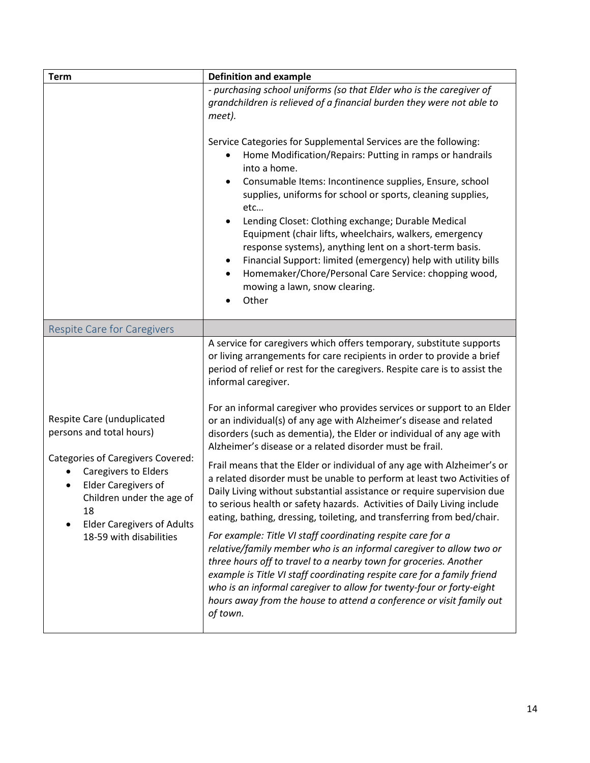| Term | Definition and example |
|---|---|
| | *- purchasing school uniforms (so that Elder who is the caregiver of grandchildren is relieved of a financial burden they were not able to meet).*<br><br>Service Categories for Supplemental Services are the following:<br>• Home Modification/Repairs: Putting in ramps or handrails into a home.<br>• Consumable Items: Incontinence supplies, Ensure, school supplies, uniforms for school or sports, cleaning supplies, etc…<br>• Lending Closet: Clothing exchange; Durable Medical Equipment (chair lifts, wheelchairs, walkers, emergency response systems), anything lent on a short-term basis.<br>• Financial Support: limited (emergency) help with utility bills<br>• Homemaker/Chore/Personal Care Service: chopping wood, mowing a lawn, snow clearing.<br>• Other |
| Respite Care for Caregivers | |
| Respite Care (unduplicated persons and total hours)<br><br>Categories of Caregivers Covered:<br>• Caregivers to Elders<br>• Elder Caregivers of Children under the age of 18<br>• Elder Caregivers of Adults 18-59 with disabilities | A service for caregivers which offers temporary, substitute supports or living arrangements for care recipients in order to provide a brief period of relief or rest for the caregivers. Respite care is to assist the informal caregiver.<br><br>For an informal caregiver who provides services or support to an Elder or an individual(s) of any age with Alzheimer's disease and related disorders (such as dementia), the Elder or individual of any age with Alzheimer's disease or a related disorder must be frail.<br><br>Frail means that the Elder or individual of any age with Alzheimer's or a related disorder must be unable to perform at least two Activities of Daily Living without substantial assistance or require supervision due to serious health or safety hazards. Activities of Daily Living include eating, bathing, dressing, toileting, and transferring from bed/chair.<br><br>*For example: Title VI staff coordinating respite care for a relative/family member who is an informal caregiver to allow two or three hours off to travel to a nearby town for groceries. Another example is Title VI staff coordinating respite care for a family friend who is an informal caregiver to allow for twenty-four or forty-eight hours away from the house to attend a conference or visit family out of town.* |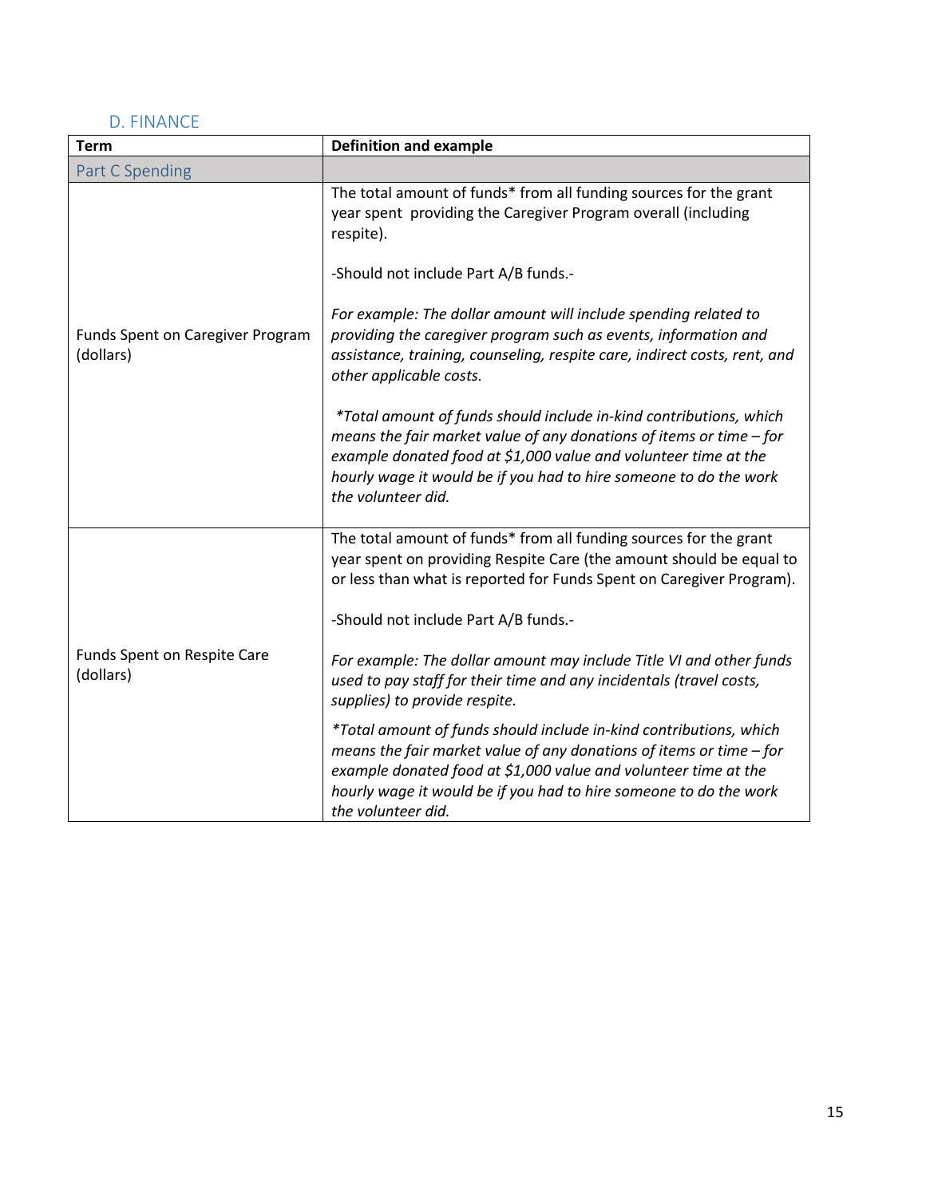## D. FINANCE

| Term | Definition and example |
| --- | --- |
| Part C Spending | |
| Funds Spent on Caregiver Program (dollars) | The total amount of funds* from all funding sources for the grant year spent providing the Caregiver Program overall (including respite).<br><br>-Should not include Part A/B funds.-<br><br>*For example: The dollar amount will include spending related to providing the caregiver program such as events, information and assistance, training, counseling, respite care, indirect costs, rent, and other applicable costs.*<br><br>*\*Total amount of funds should include in-kind contributions, which means the fair market value of any donations of items or time – for example donated food at $1,000 value and volunteer time at the hourly wage it would be if you had to hire someone to do the work the volunteer did.* |
| Funds Spent on Respite Care (dollars) | The total amount of funds* from all funding sources for the grant year spent on providing Respite Care (the amount should be equal to or less than what is reported for Funds Spent on Caregiver Program).<br><br>-Should not include Part A/B funds.-<br><br>*For example: The dollar amount may include Title VI and other funds used to pay staff for their time and any incidentals (travel costs, supplies) to provide respite.*<br><br>*\*Total amount of funds should include in-kind contributions, which means the fair market value of any donations of items or time – for example donated food at $1,000 value and volunteer time at the hourly wage it would be if you had to hire someone to do the work the volunteer did.* |